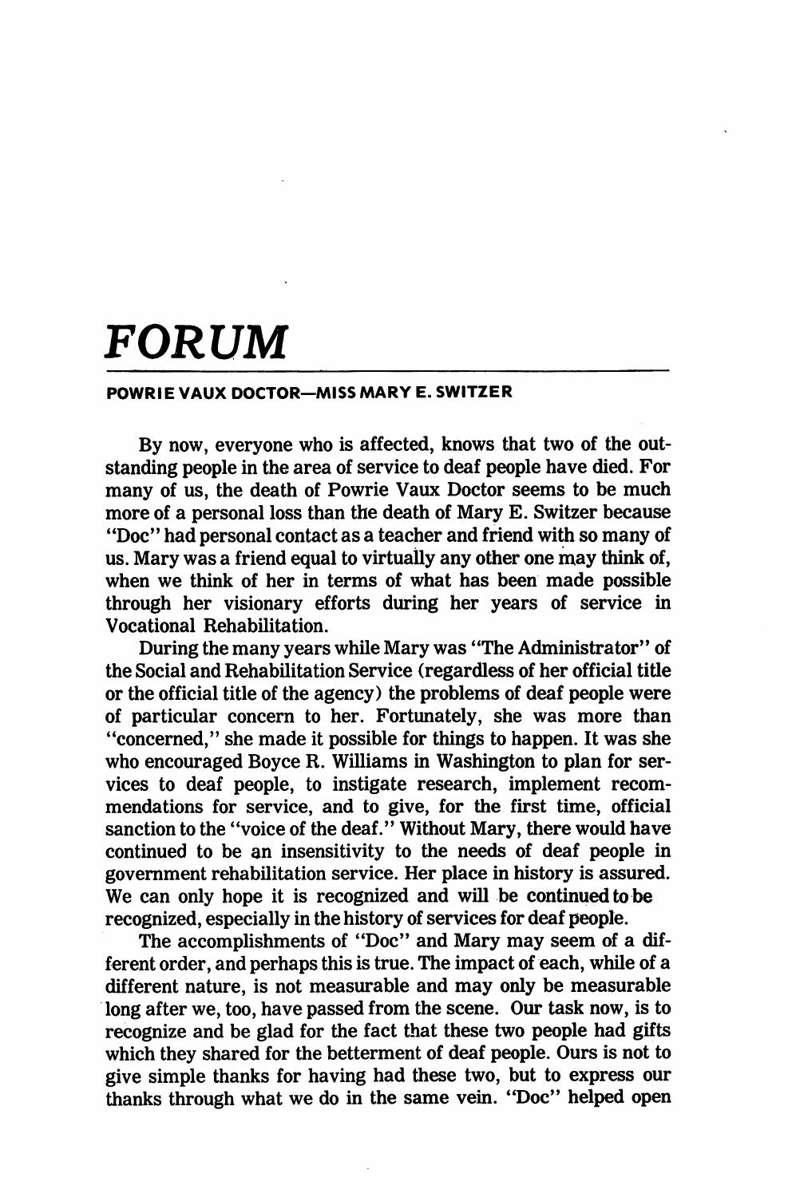# *FORUM*

**POWRIE VAUX DOCTOR—MISS MARY E. SWITZER**

By now, everyone who is affected, knows that two of the outstanding people in the area of service to deaf people have died. For many of us, the death of Powrie Vaux Doctor seems to be much more of a personal loss than the death of Mary E. Switzer because "Doc" had personal contact as a teacher and friend with so many of us. Mary was a friend equal to virtually any other one may think of, when we think of her in terms of what has been made possible through her visionary efforts during her years of service in Vocational Rehabilitation.

During the many years while Mary was "The Administrator" of the Social and Rehabilitation Service (regardless of her official title or the official title of the agency) the problems of deaf people were of particular concern to her. Fortunately, she was more than "concerned," she made it possible for things to happen. It was she who encouraged Boyce R. Williams in Washington to plan for services to deaf people, to instigate research, implement recommendations for service, and to give, for the first time, official sanction to the "voice of the deaf." Without Mary, there would have continued to be an insensitivity to the needs of deaf people in government rehabilitation service. Her place in history is assured. We can only hope it is recognized and will be continued to be recognized, especially in the history of services for deaf people.

The accomplishments of "Doc" and Mary may seem of a different order, and perhaps this is true. The impact of each, while of a different nature, is not measurable and may only be measurable long after we, too, have passed from the scene. Our task now, is to recognize and be glad for the fact that these two people had gifts which they shared for the betterment of deaf people. Ours is not to give simple thanks for having had these two, but to express our thanks through what we do in the same vein. "Doc" helped open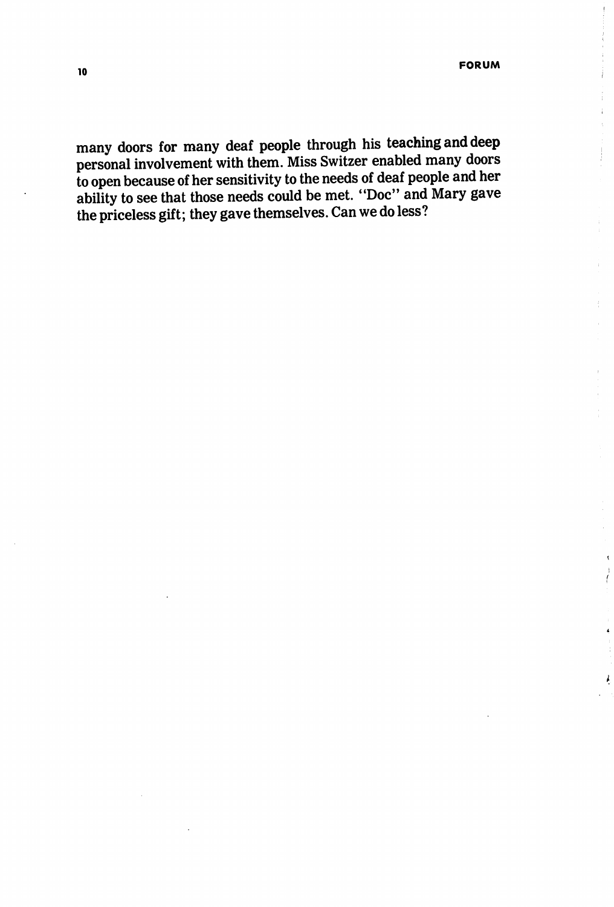many doors for many deaf people through his teaching and deep personal involvement with them. Miss Switzer enabled many doors to open because of her sensitivity to the needs of deaf people and her ability to see that those needs could be met. "Doc" and Mary gave the priceless gift; they gave themselves. Can we do less?